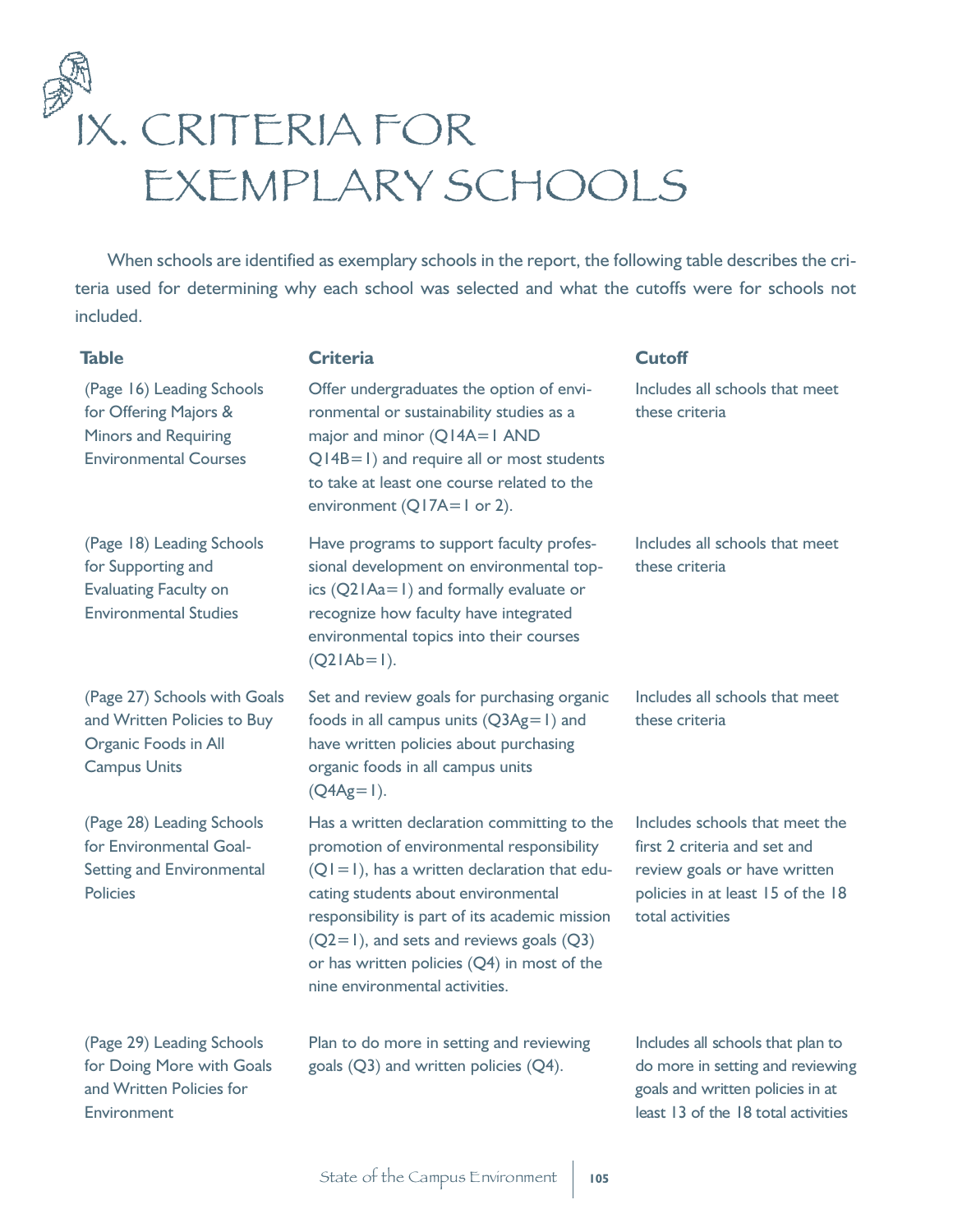# IX. CRITERIA FOR EXEMPLARY SCHOOLS

When schools are identified as exemplary schools in the report, the following table describes the criteria used for determining why each school was selected and what the cutoffs were for schools not included.

| Table | Criteria | Cutoff |
|---|---|---|
| (Page 16) Leading Schools for Offering Majors & Minors and Requiring Environmental Courses | Offer undergraduates the option of environmental or sustainability studies as a major and minor (Q14A=1 AND Q14B=1) and require all or most students to take at least one course related to the environment (Q17A=1 or 2). | Includes all schools that meet these criteria |
| (Page 18) Leading Schools for Supporting and Evaluating Faculty on Environmental Studies | Have programs to support faculty professional development on environmental topics (Q21Aa=1) and formally evaluate or recognize how faculty have integrated environmental topics into their courses (Q21Ab=1). | Includes all schools that meet these criteria |
| (Page 27) Schools with Goals and Written Policies to Buy Organic Foods in All Campus Units | Set and review goals for purchasing organic foods in all campus units (Q3Ag=1) and have written policies about purchasing organic foods in all campus units (Q4Ag=1). | Includes all schools that meet these criteria |
| (Page 28) Leading Schools for Environmental Goal-Setting and Environmental Policies | Has a written declaration committing to the promotion of environmental responsibility (Q1=1), has a written declaration that educating students about environmental responsibility is part of its academic mission (Q2=1), and sets and reviews goals (Q3) or has written policies (Q4) in most of the nine environmental activities. | Includes schools that meet the first 2 criteria and set and review goals or have written policies in at least 15 of the 18 total activities |
| (Page 29) Leading Schools for Doing More with Goals and Written Policies for Environment | Plan to do more in setting and reviewing goals (Q3) and written policies (Q4). | Includes all schools that plan to do more in setting and reviewing goals and written policies in at least 13 of the 18 total activities |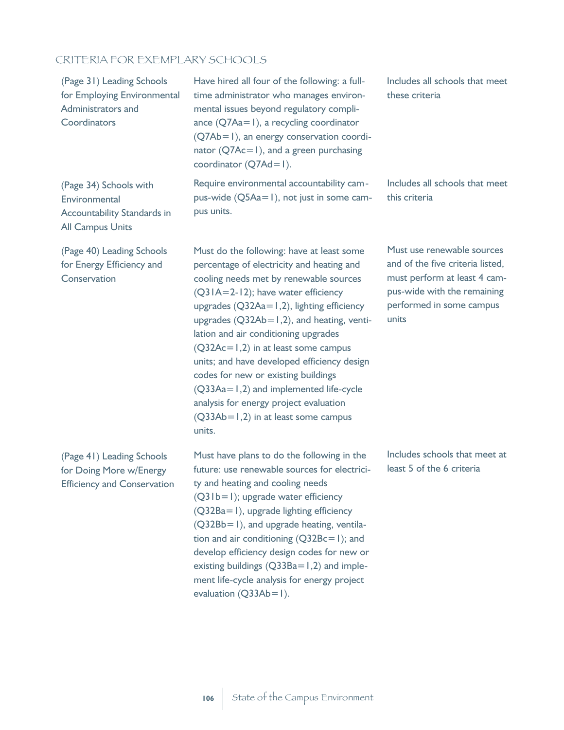## CRITERIA FOR EXEMPLARY SCHOOLS

| | | |
|---|---|---|
| (Page 31) Leading Schools for Employing Environmental Administrators and Coordinators | Have hired all four of the following: a full-time administrator who manages environmental issues beyond regulatory compliance (Q7Aa=1), a recycling coordinator (Q7Ab=1), an energy conservation coordinator (Q7Ac=1), and a green purchasing coordinator (Q7Ad=1). | Includes all schools that meet these criteria |
| (Page 34) Schools with Environmental Accountability Standards in All Campus Units | Require environmental accountability campus-wide (Q5Aa=1), not just in some campus units. | Includes all schools that meet this criteria |
| (Page 40) Leading Schools for Energy Efficiency and Conservation | Must do the following: have at least some percentage of electricity and heating and cooling needs met by renewable sources (Q31A=2-12); have water efficiency upgrades (Q32Aa=1,2), lighting efficiency upgrades (Q32Ab=1,2), and heating, ventilation and air conditioning upgrades (Q32Ac=1,2) in at least some campus units; and have developed efficiency design codes for new or existing buildings (Q33Aa=1,2) and implemented life-cycle analysis for energy project evaluation (Q33Ab=1,2) in at least some campus units. | Must use renewable sources and of the five criteria listed, must perform at least 4 campus-wide with the remaining performed in some campus units |
| (Page 41) Leading Schools for Doing More w/Energy Efficiency and Conservation | Must have plans to do the following in the future: use renewable sources for electricity and heating and cooling needs (Q31b=1); upgrade water efficiency (Q32Ba=1), upgrade lighting efficiency (Q32Bb=1), and upgrade heating, ventilation and air conditioning (Q32Bc=1); and develop efficiency design codes for new or existing buildings (Q33Ba=1,2) and implement life-cycle analysis for energy project evaluation (Q33Ab=1). | Includes schools that meet at least 5 of the 6 criteria |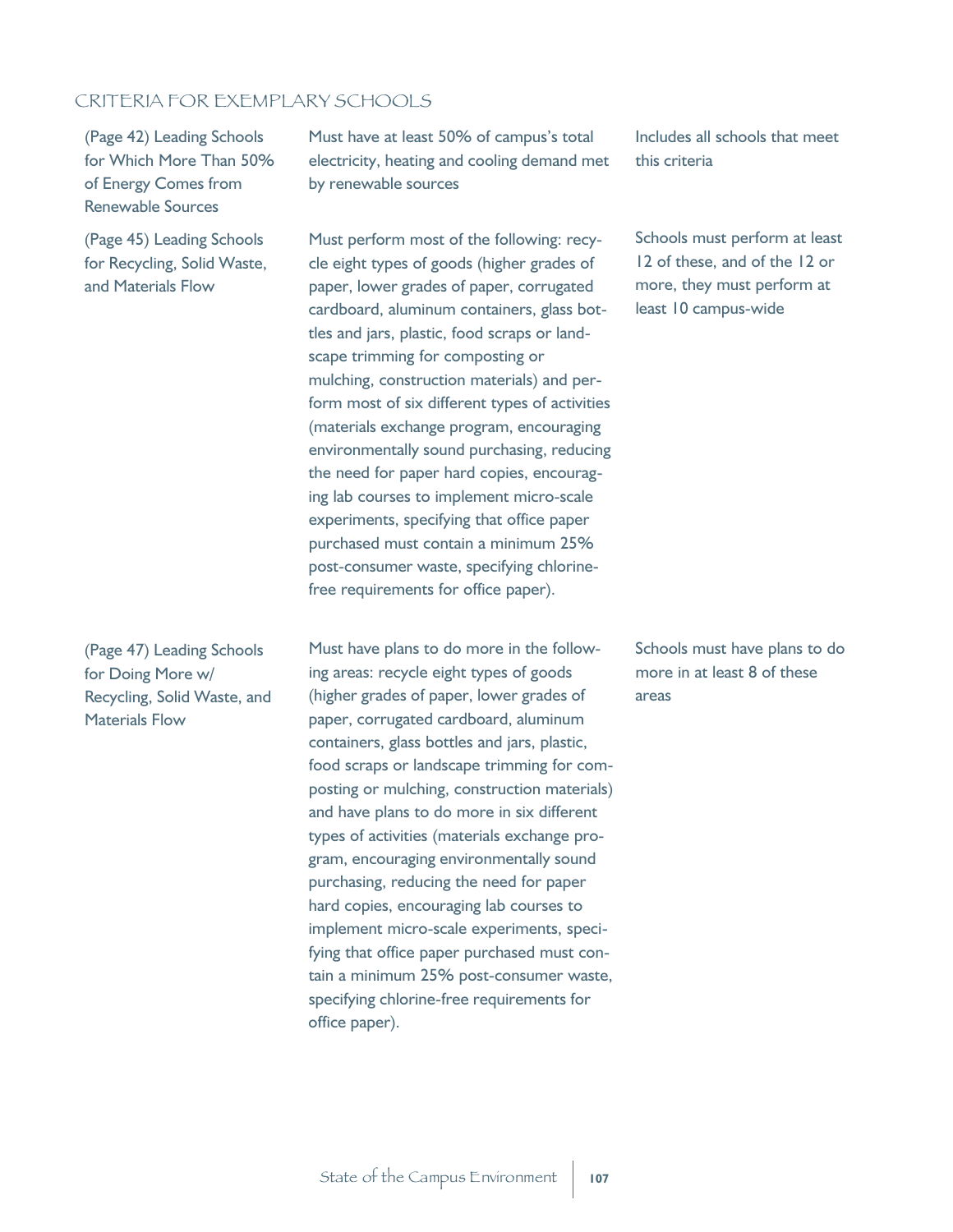## CRITERIA FOR EXEMPLARY SCHOOLS

| | | |
|---|---|---|
| (Page 42) Leading Schools for Which More Than 50% of Energy Comes from Renewable Sources | Must have at least 50% of campus's total electricity, heating and cooling demand met by renewable sources | Includes all schools that meet this criteria |
| (Page 45) Leading Schools for Recycling, Solid Waste, and Materials Flow | Must perform most of the following: recycle eight types of goods (higher grades of paper, lower grades of paper, corrugated cardboard, aluminum containers, glass bottles and jars, plastic, food scraps or landscape trimming for composting or mulching, construction materials) and perform most of six different types of activities (materials exchange program, encouraging environmentally sound purchasing, reducing the need for paper hard copies, encouraging lab courses to implement micro-scale experiments, specifying that office paper purchased must contain a minimum 25% post-consumer waste, specifying chlorine-free requirements for office paper). | Schools must perform at least 12 of these, and of the 12 or more, they must perform at least 10 campus-wide |
| (Page 47) Leading Schools for Doing More w/ Recycling, Solid Waste, and Materials Flow | Must have plans to do more in the following areas: recycle eight types of goods (higher grades of paper, lower grades of paper, corrugated cardboard, aluminum containers, glass bottles and jars, plastic, food scraps or landscape trimming for composting or mulching, construction materials) and have plans to do more in six different types of activities (materials exchange program, encouraging environmentally sound purchasing, reducing the need for paper hard copies, encouraging lab courses to implement micro-scale experiments, specifying that office paper purchased must contain a minimum 25% post-consumer waste, specifying chlorine-free requirements for office paper). | Schools must have plans to do more in at least 8 of these areas |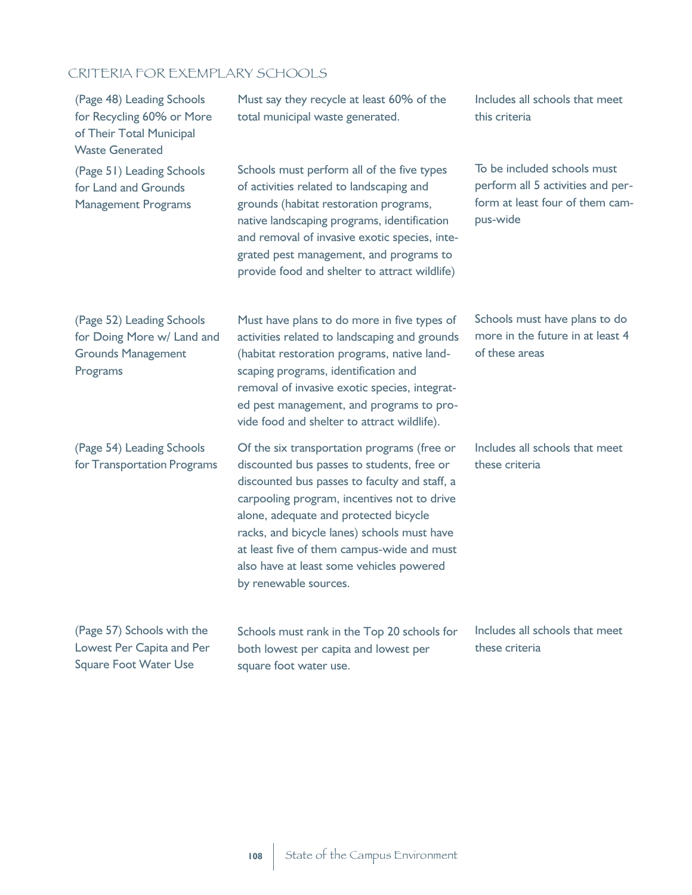## CRITERIA FOR EXEMPLARY SCHOOLS

| | | |
|---|---|---|
| (Page 48) Leading Schools for Recycling 60% or More of Their Total Municipal Waste Generated | Must say they recycle at least 60% of the total municipal waste generated. | Includes all schools that meet this criteria |
| (Page 51) Leading Schools for Land and Grounds Management Programs | Schools must perform all of the five types of activities related to landscaping and grounds (habitat restoration programs, native landscaping programs, identification and removal of invasive exotic species, integrated pest management, and programs to provide food and shelter to attract wildlife) | To be included schools must perform all 5 activities and perform at least four of them campus-wide |
| (Page 52) Leading Schools for Doing More w/ Land and Grounds Management Programs | Must have plans to do more in five types of activities related to landscaping and grounds (habitat restoration programs, native landscaping programs, identification and removal of invasive exotic species, integrated pest management, and programs to provide food and shelter to attract wildlife). | Schools must have plans to do more in the future in at least 4 of these areas |
| (Page 54) Leading Schools for Transportation Programs | Of the six transportation programs (free or discounted bus passes to students, free or discounted bus passes to faculty and staff, a carpooling program, incentives not to drive alone, adequate and protected bicycle racks, and bicycle lanes) schools must have at least five of them campus-wide and must also have at least some vehicles powered by renewable sources. | Includes all schools that meet these criteria |
| (Page 57) Schools with the Lowest Per Capita and Per Square Foot Water Use | Schools must rank in the Top 20 schools for both lowest per capita and lowest per square foot water use. | Includes all schools that meet these criteria |